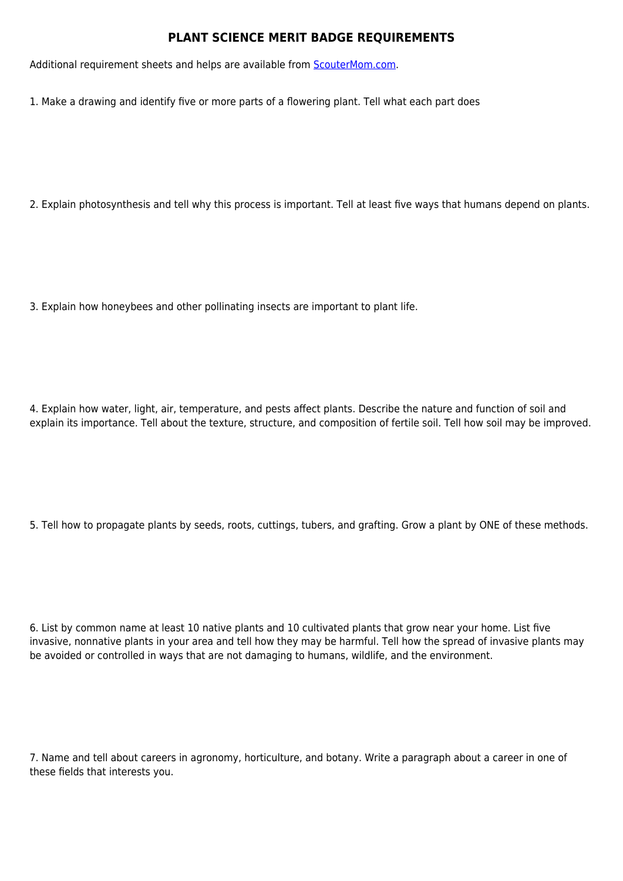# PLANT SCIENCE MERIT BADGE REQUIREMENTS

Additional requirement sheets and helps are available from [ScouterMom.com](ScouterMom.com).

1. Make a drawing and identify five or more parts of a flowering plant. Tell what each part does

2. Explain photosynthesis and tell why this process is important. Tell at least five ways that humans depend on plants.

3. Explain how honeybees and other pollinating insects are important to plant life.

4. Explain how water, light, air, temperature, and pests affect plants. Describe the nature and function of soil and explain its importance. Tell about the texture, structure, and composition of fertile soil. Tell how soil may be improved.

5. Tell how to propagate plants by seeds, roots, cuttings, tubers, and grafting. Grow a plant by ONE of these methods.

6. List by common name at least 10 native plants and 10 cultivated plants that grow near your home. List five invasive, nonnative plants in your area and tell how they may be harmful. Tell how the spread of invasive plants may be avoided or controlled in ways that are not damaging to humans, wildlife, and the environment.

7. Name and tell about careers in agronomy, horticulture, and botany. Write a paragraph about a career in one of these fields that interests you.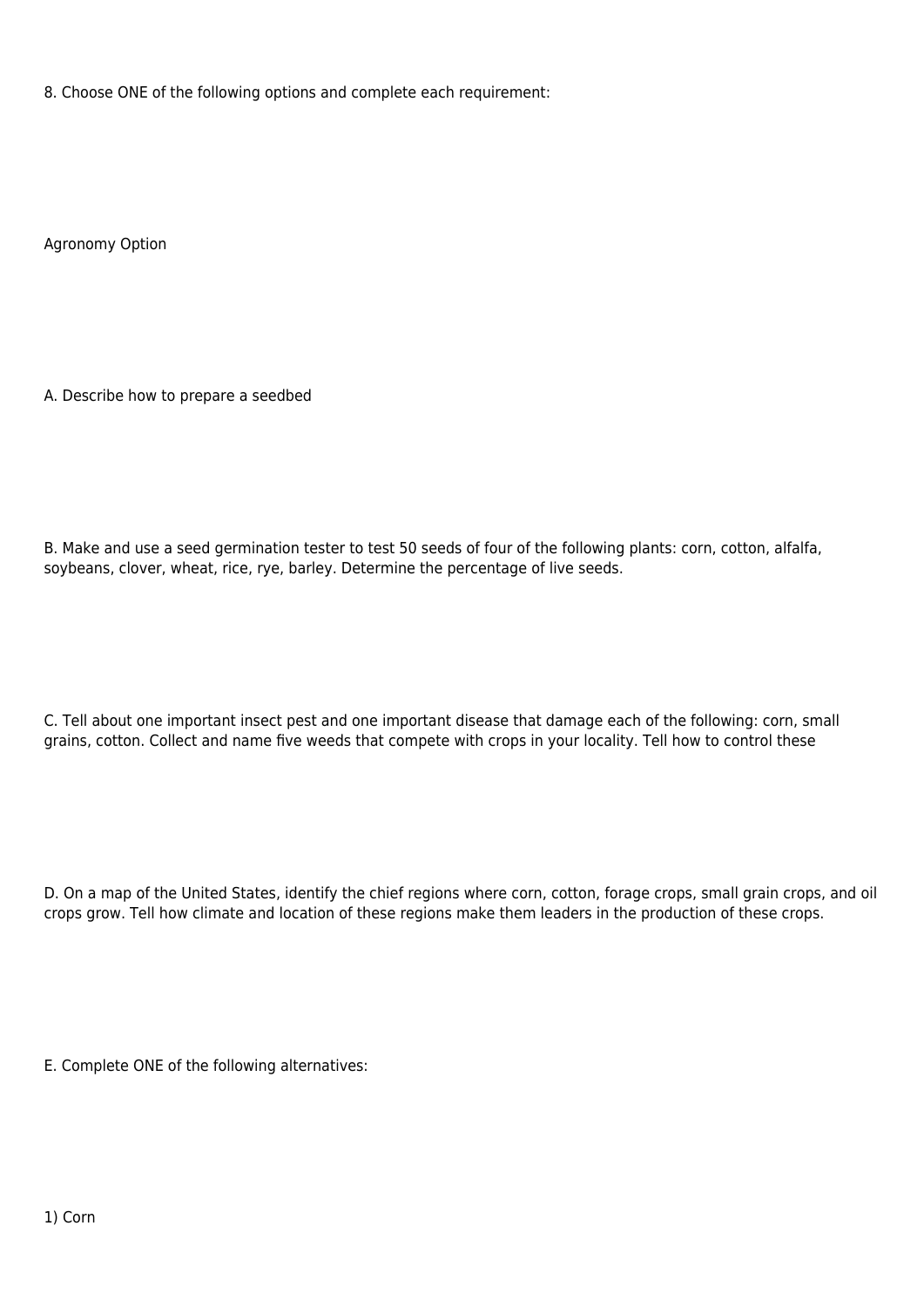8. Choose ONE of the following options and complete each requirement:

Agronomy Option

A. Describe how to prepare a seedbed

B. Make and use a seed germination tester to test 50 seeds of four of the following plants: corn, cotton, alfalfa, soybeans, clover, wheat, rice, rye, barley. Determine the percentage of live seeds.

C. Tell about one important insect pest and one important disease that damage each of the following: corn, small grains, cotton. Collect and name five weeds that compete with crops in your locality. Tell how to control these

D. On a map of the United States, identify the chief regions where corn, cotton, forage crops, small grain crops, and oil crops grow. Tell how climate and location of these regions make them leaders in the production of these crops.

E. Complete ONE of the following alternatives:

1) Corn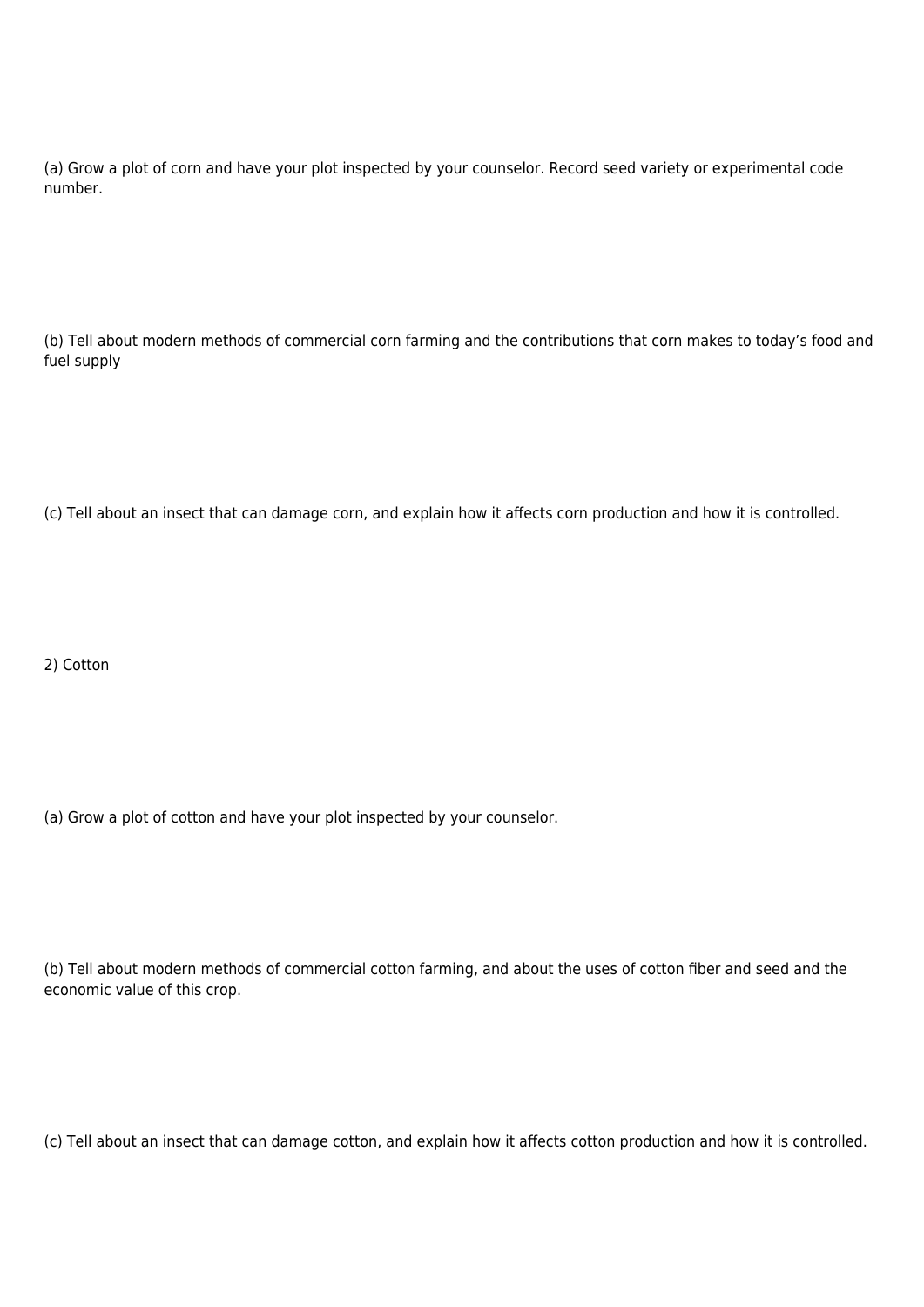(a) Grow a plot of corn and have your plot inspected by your counselor. Record seed variety or experimental code number.

(b) Tell about modern methods of commercial corn farming and the contributions that corn makes to today’s food and fuel supply

(c) Tell about an insect that can damage corn, and explain how it affects corn production and how it is controlled.

2) Cotton

(a) Grow a plot of cotton and have your plot inspected by your counselor.

(b) Tell about modern methods of commercial cotton farming, and about the uses of cotton fiber and seed and the economic value of this crop.

(c) Tell about an insect that can damage cotton, and explain how it affects cotton production and how it is controlled.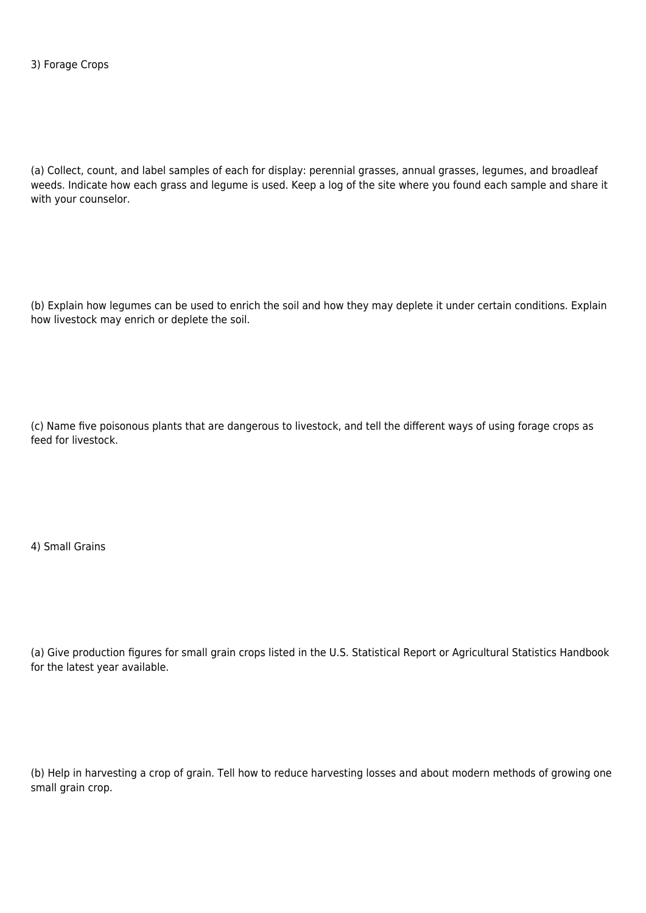3) Forage Crops

(a) Collect, count, and label samples of each for display: perennial grasses, annual grasses, legumes, and broadleaf weeds. Indicate how each grass and legume is used. Keep a log of the site where you found each sample and share it with your counselor.

(b) Explain how legumes can be used to enrich the soil and how they may deplete it under certain conditions. Explain how livestock may enrich or deplete the soil.

(c) Name five poisonous plants that are dangerous to livestock, and tell the different ways of using forage crops as feed for livestock.

4) Small Grains

(a) Give production figures for small grain crops listed in the U.S. Statistical Report or Agricultural Statistics Handbook for the latest year available.

(b) Help in harvesting a crop of grain. Tell how to reduce harvesting losses and about modern methods of growing one small grain crop.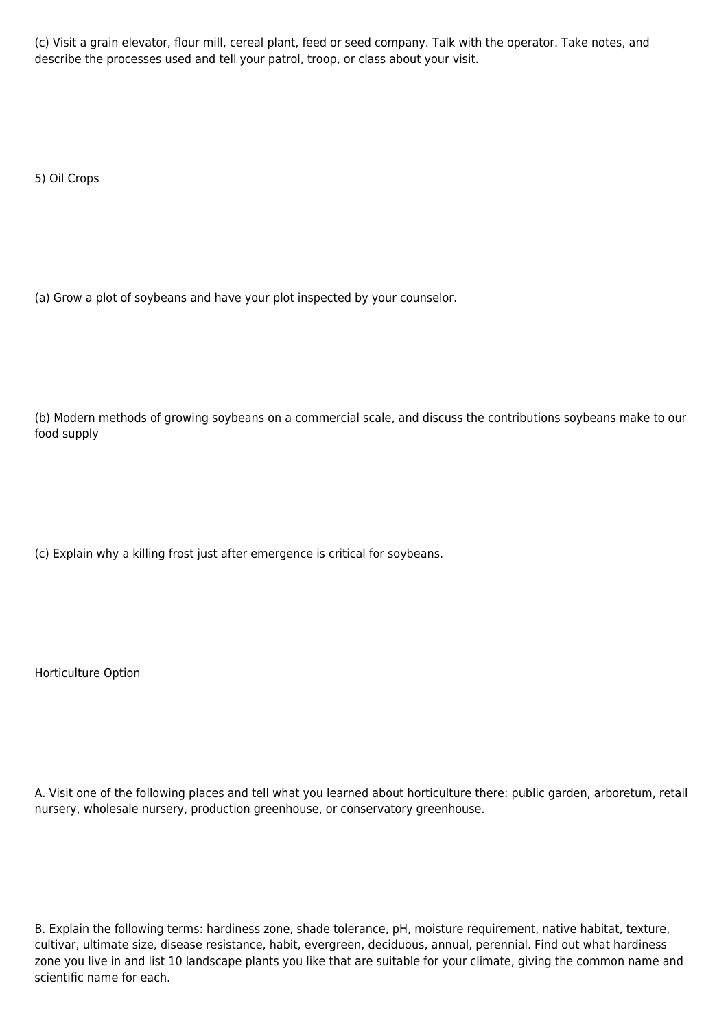(c) Visit a grain elevator, flour mill, cereal plant, feed or seed company. Talk with the operator. Take notes, and describe the processes used and tell your patrol, troop, or class about your visit.

5) Oil Crops

(a) Grow a plot of soybeans and have your plot inspected by your counselor.

(b) Modern methods of growing soybeans on a commercial scale, and discuss the contributions soybeans make to our food supply

(c) Explain why a killing frost just after emergence is critical for soybeans.

Horticulture Option

A. Visit one of the following places and tell what you learned about horticulture there: public garden, arboretum, retail nursery, wholesale nursery, production greenhouse, or conservatory greenhouse.

B. Explain the following terms: hardiness zone, shade tolerance, pH, moisture requirement, native habitat, texture, cultivar, ultimate size, disease resistance, habit, evergreen, deciduous, annual, perennial. Find out what hardiness zone you live in and list 10 landscape plants you like that are suitable for your climate, giving the common name and scientific name for each.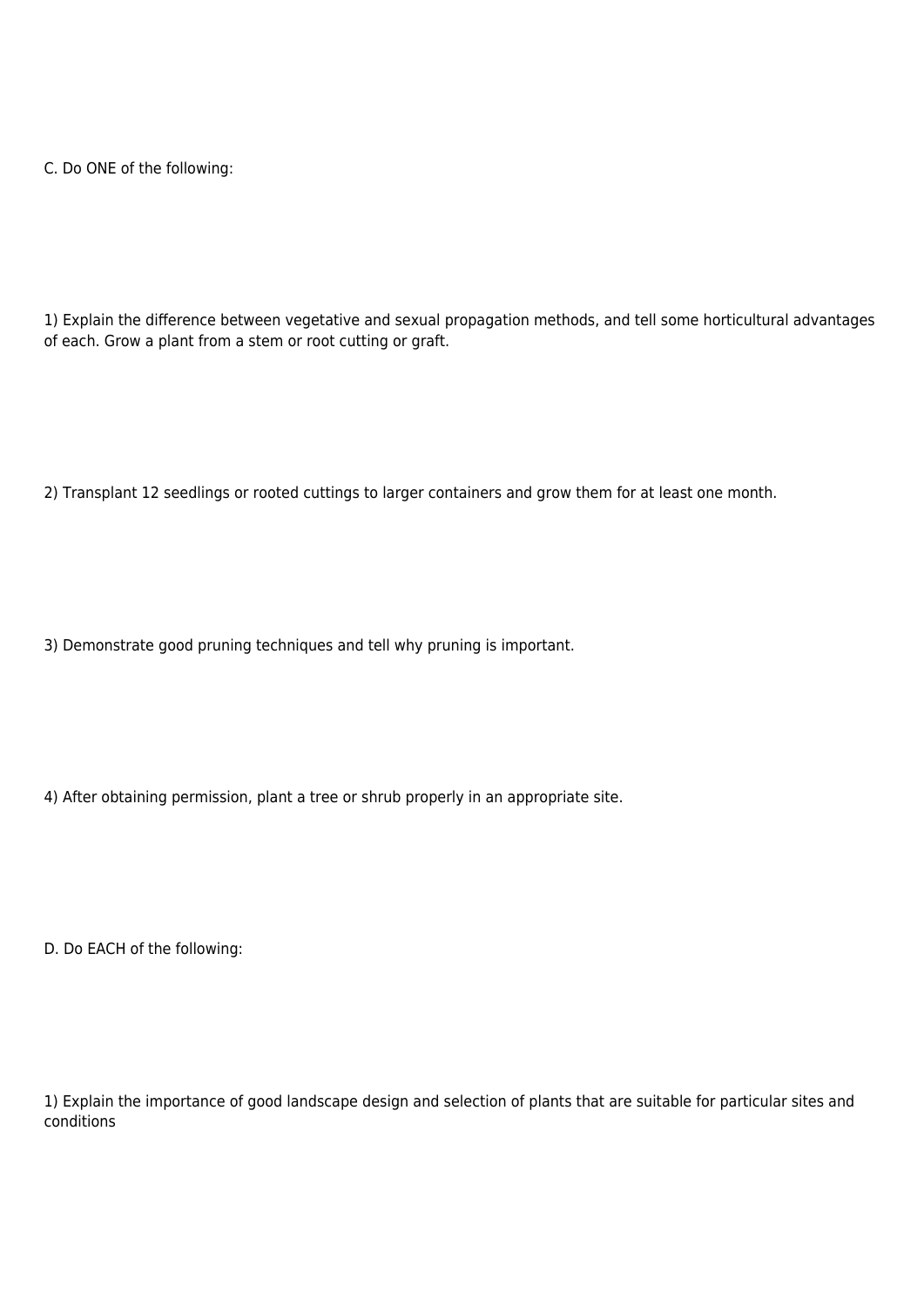C. Do ONE of the following:

1) Explain the difference between vegetative and sexual propagation methods, and tell some horticultural advantages of each. Grow a plant from a stem or root cutting or graft.

2) Transplant 12 seedlings or rooted cuttings to larger containers and grow them for at least one month.

3) Demonstrate good pruning techniques and tell why pruning is important.

4) After obtaining permission, plant a tree or shrub properly in an appropriate site.

D. Do EACH of the following:

1) Explain the importance of good landscape design and selection of plants that are suitable for particular sites and conditions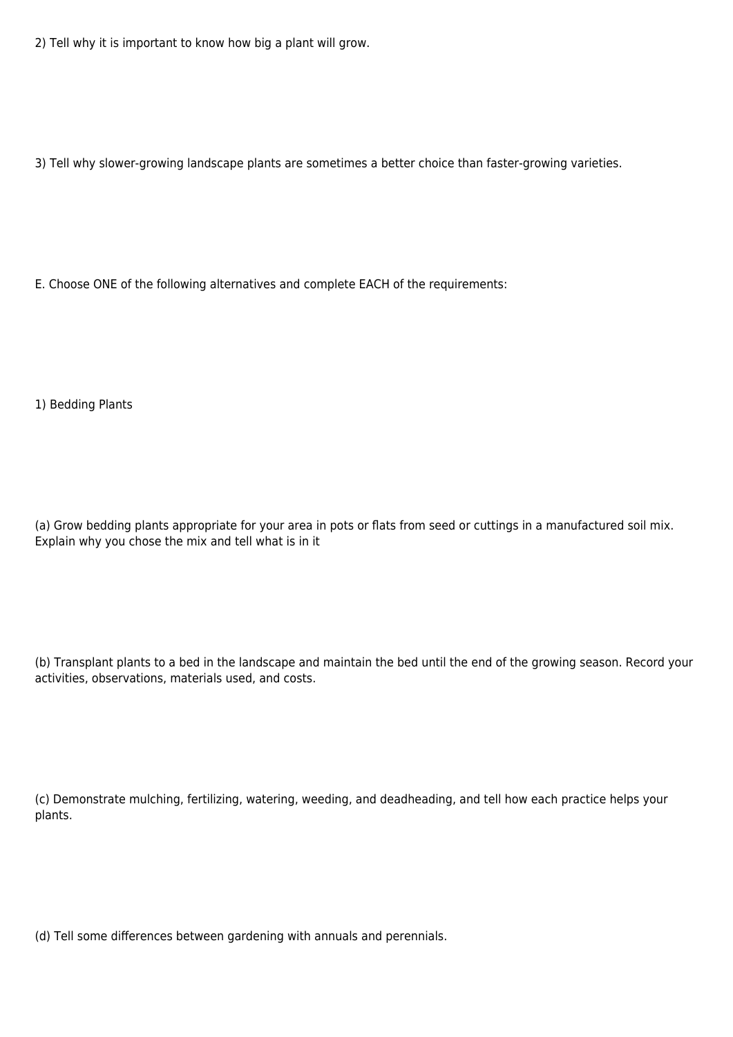2) Tell why it is important to know how big a plant will grow.

3) Tell why slower-growing landscape plants are sometimes a better choice than faster-growing varieties.

E. Choose ONE of the following alternatives and complete EACH of the requirements:

1) Bedding Plants

(a) Grow bedding plants appropriate for your area in pots or flats from seed or cuttings in a manufactured soil mix. Explain why you chose the mix and tell what is in it

(b) Transplant plants to a bed in the landscape and maintain the bed until the end of the growing season. Record your activities, observations, materials used, and costs.

(c) Demonstrate mulching, fertilizing, watering, weeding, and deadheading, and tell how each practice helps your plants.

(d) Tell some differences between gardening with annuals and perennials.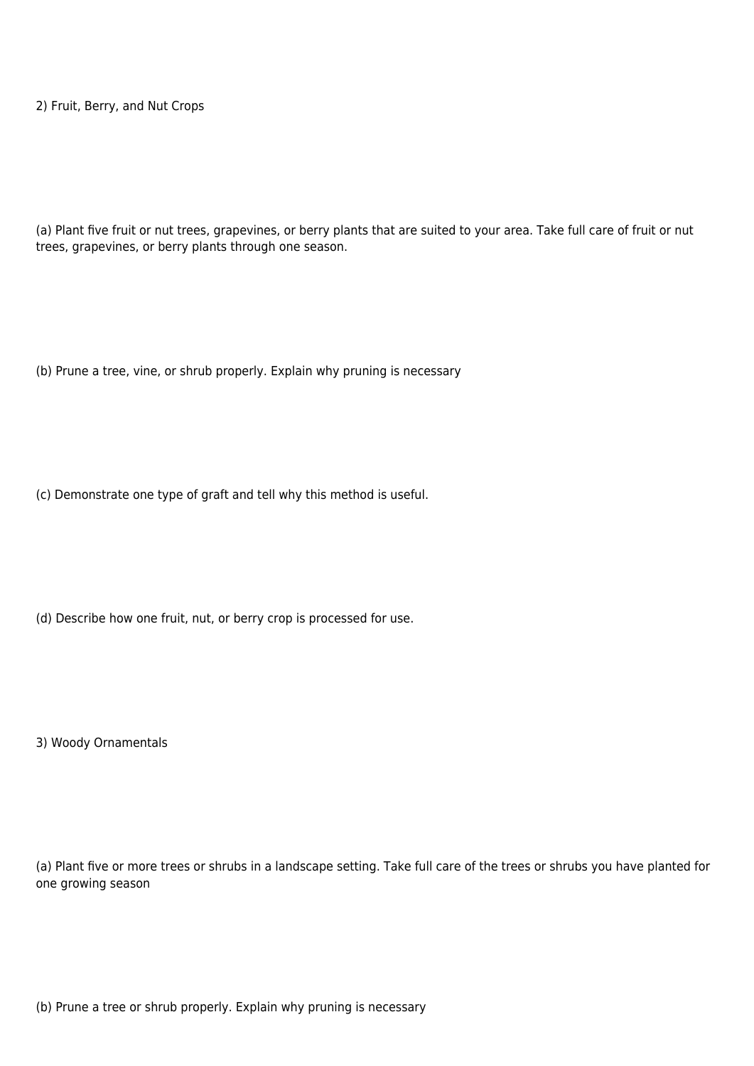2) Fruit, Berry, and Nut Crops

(a) Plant five fruit or nut trees, grapevines, or berry plants that are suited to your area. Take full care of fruit or nut trees, grapevines, or berry plants through one season.

(b) Prune a tree, vine, or shrub properly. Explain why pruning is necessary

(c) Demonstrate one type of graft and tell why this method is useful.

(d) Describe how one fruit, nut, or berry crop is processed for use.

3) Woody Ornamentals

(a) Plant five or more trees or shrubs in a landscape setting. Take full care of the trees or shrubs you have planted for one growing season

(b) Prune a tree or shrub properly. Explain why pruning is necessary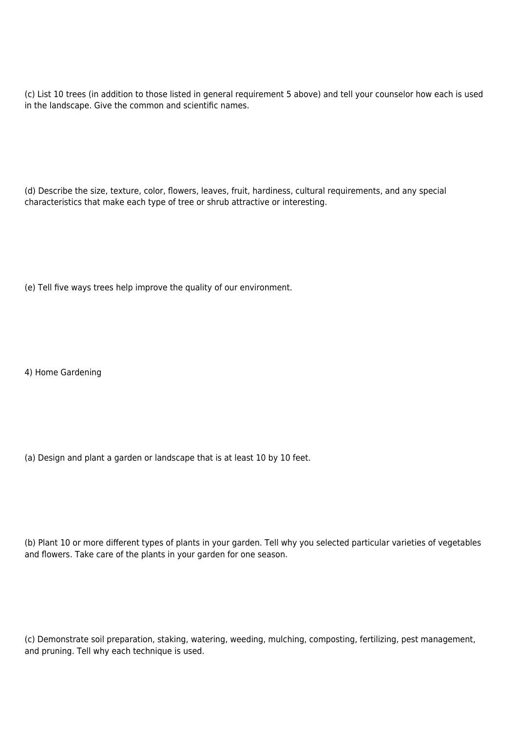(c) List 10 trees (in addition to those listed in general requirement 5 above) and tell your counselor how each is used in the landscape. Give the common and scientific names.

(d) Describe the size, texture, color, flowers, leaves, fruit, hardiness, cultural requirements, and any special characteristics that make each type of tree or shrub attractive or interesting.

(e) Tell five ways trees help improve the quality of our environment.

4) Home Gardening

(a) Design and plant a garden or landscape that is at least 10 by 10 feet.

(b) Plant 10 or more different types of plants in your garden. Tell why you selected particular varieties of vegetables and flowers. Take care of the plants in your garden for one season.

(c) Demonstrate soil preparation, staking, watering, weeding, mulching, composting, fertilizing, pest management, and pruning. Tell why each technique is used.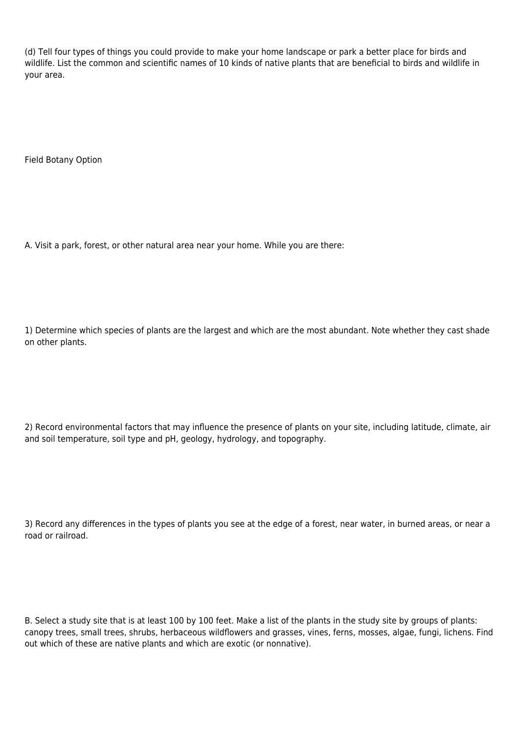(d) Tell four types of things you could provide to make your home landscape or park a better place for birds and wildlife. List the common and scientific names of 10 kinds of native plants that are beneficial to birds and wildlife in your area.

Field Botany Option

A. Visit a park, forest, or other natural area near your home. While you are there:

1) Determine which species of plants are the largest and which are the most abundant. Note whether they cast shade on other plants.

2) Record environmental factors that may influence the presence of plants on your site, including latitude, climate, air and soil temperature, soil type and pH, geology, hydrology, and topography.

3) Record any differences in the types of plants you see at the edge of a forest, near water, in burned areas, or near a road or railroad.

B. Select a study site that is at least 100 by 100 feet. Make a list of the plants in the study site by groups of plants: canopy trees, small trees, shrubs, herbaceous wildflowers and grasses, vines, ferns, mosses, algae, fungi, lichens. Find out which of these are native plants and which are exotic (or nonnative).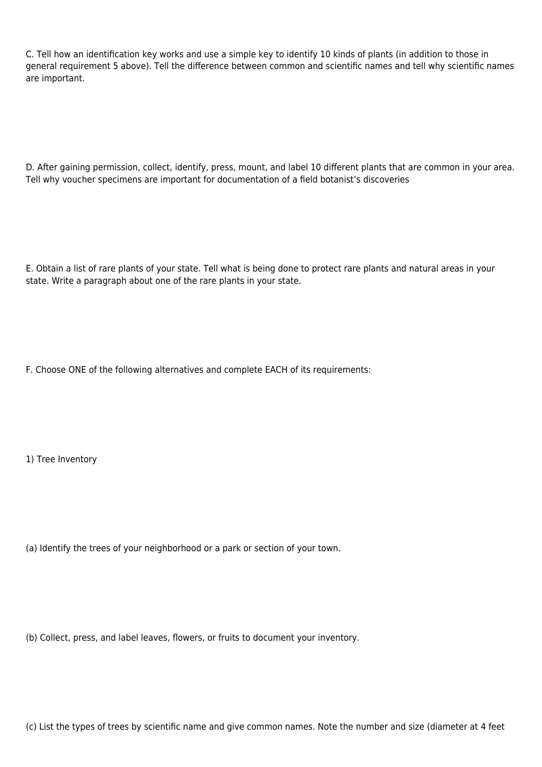C. Tell how an identification key works and use a simple key to identify 10 kinds of plants (in addition to those in general requirement 5 above). Tell the difference between common and scientific names and tell why scientific names are important.

D. After gaining permission, collect, identify, press, mount, and label 10 different plants that are common in your area. Tell why voucher specimens are important for documentation of a field botanist's discoveries

E. Obtain a list of rare plants of your state. Tell what is being done to protect rare plants and natural areas in your state. Write a paragraph about one of the rare plants in your state.

F. Choose ONE of the following alternatives and complete EACH of its requirements:

1) Tree Inventory

(a) Identify the trees of your neighborhood or a park or section of your town.

(b) Collect, press, and label leaves, flowers, or fruits to document your inventory.

(c) List the types of trees by scientific name and give common names. Note the number and size (diameter at 4 feet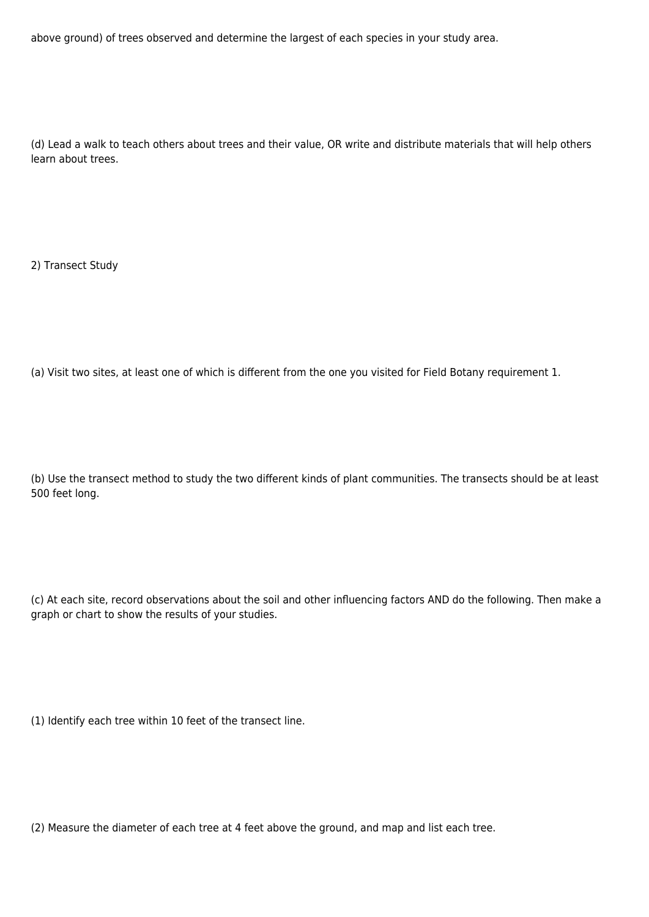above ground) of trees observed and determine the largest of each species in your study area.

(d) Lead a walk to teach others about trees and their value, OR write and distribute materials that will help others learn about trees.

2) Transect Study

(a) Visit two sites, at least one of which is different from the one you visited for Field Botany requirement 1.

(b) Use the transect method to study the two different kinds of plant communities. The transects should be at least 500 feet long.

(c) At each site, record observations about the soil and other influencing factors AND do the following. Then make a graph or chart to show the results of your studies.

(1) Identify each tree within 10 feet of the transect line.

(2) Measure the diameter of each tree at 4 feet above the ground, and map and list each tree.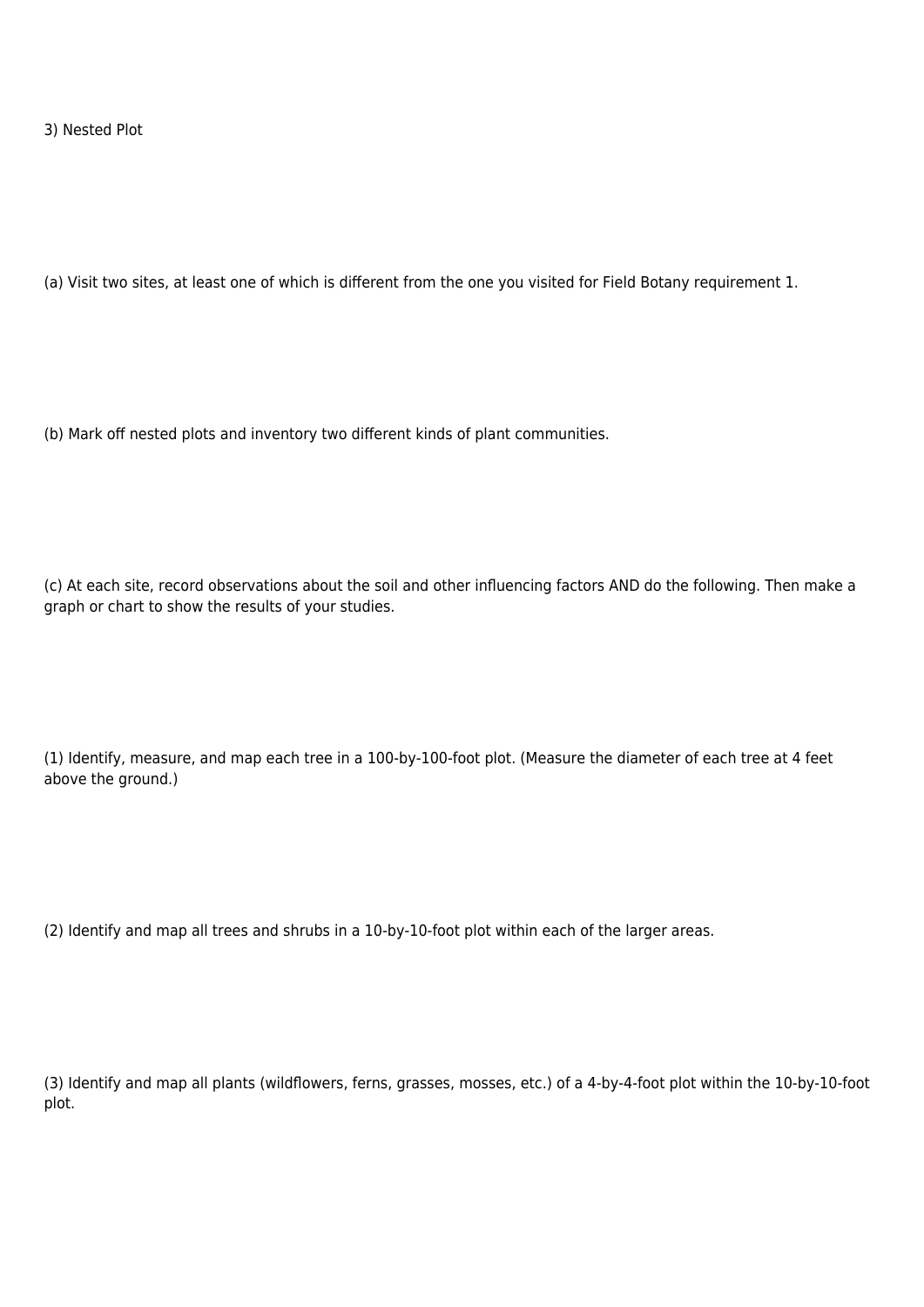3) Nested Plot

(a) Visit two sites, at least one of which is different from the one you visited for Field Botany requirement 1.

(b) Mark off nested plots and inventory two different kinds of plant communities.

(c) At each site, record observations about the soil and other influencing factors AND do the following. Then make a graph or chart to show the results of your studies.

(1) Identify, measure, and map each tree in a 100-by-100-foot plot. (Measure the diameter of each tree at 4 feet above the ground.)

(2) Identify and map all trees and shrubs in a 10-by-10-foot plot within each of the larger areas.

(3) Identify and map all plants (wildflowers, ferns, grasses, mosses, etc.) of a 4-by-4-foot plot within the 10-by-10-foot plot.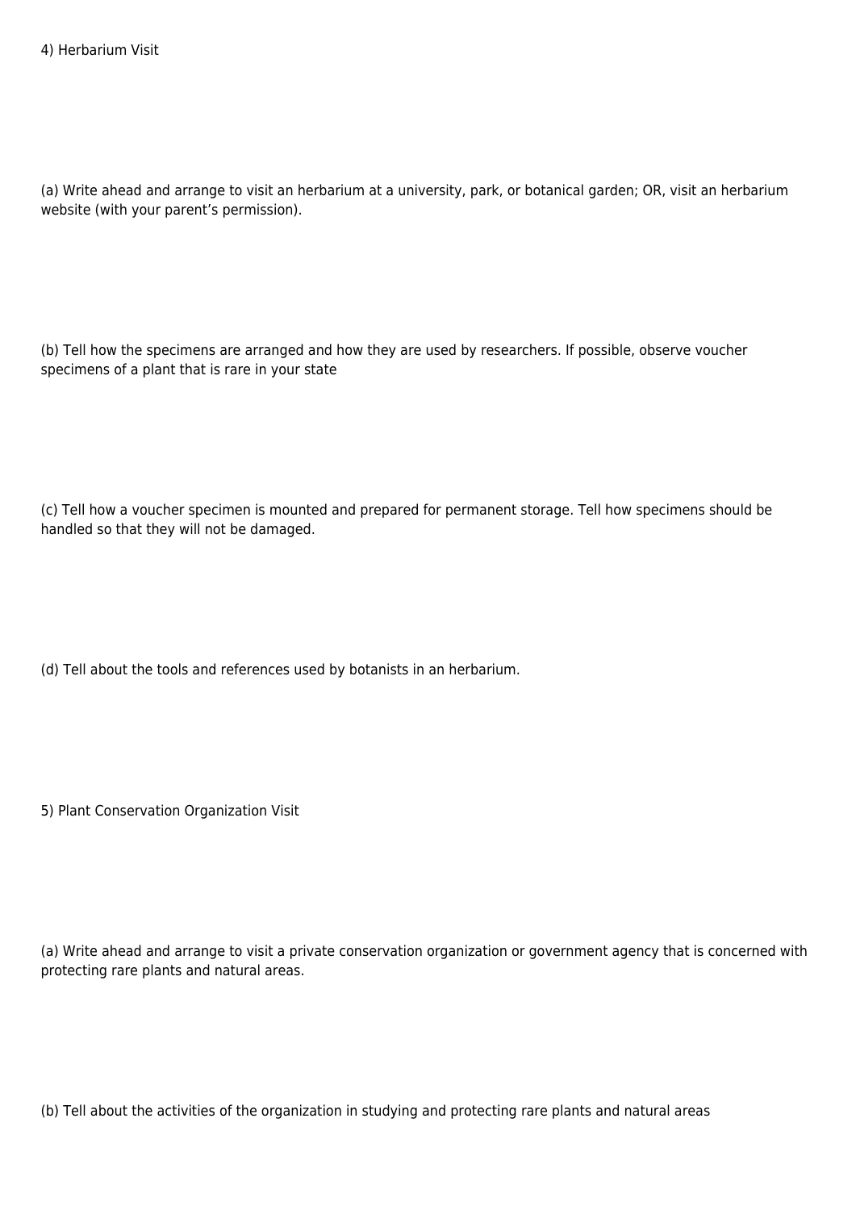4) Herbarium Visit

(a) Write ahead and arrange to visit an herbarium at a university, park, or botanical garden; OR, visit an herbarium website (with your parent's permission).

(b) Tell how the specimens are arranged and how they are used by researchers. If possible, observe voucher specimens of a plant that is rare in your state

(c) Tell how a voucher specimen is mounted and prepared for permanent storage. Tell how specimens should be handled so that they will not be damaged.

(d) Tell about the tools and references used by botanists in an herbarium.

5) Plant Conservation Organization Visit

(a) Write ahead and arrange to visit a private conservation organization or government agency that is concerned with protecting rare plants and natural areas.

(b) Tell about the activities of the organization in studying and protecting rare plants and natural areas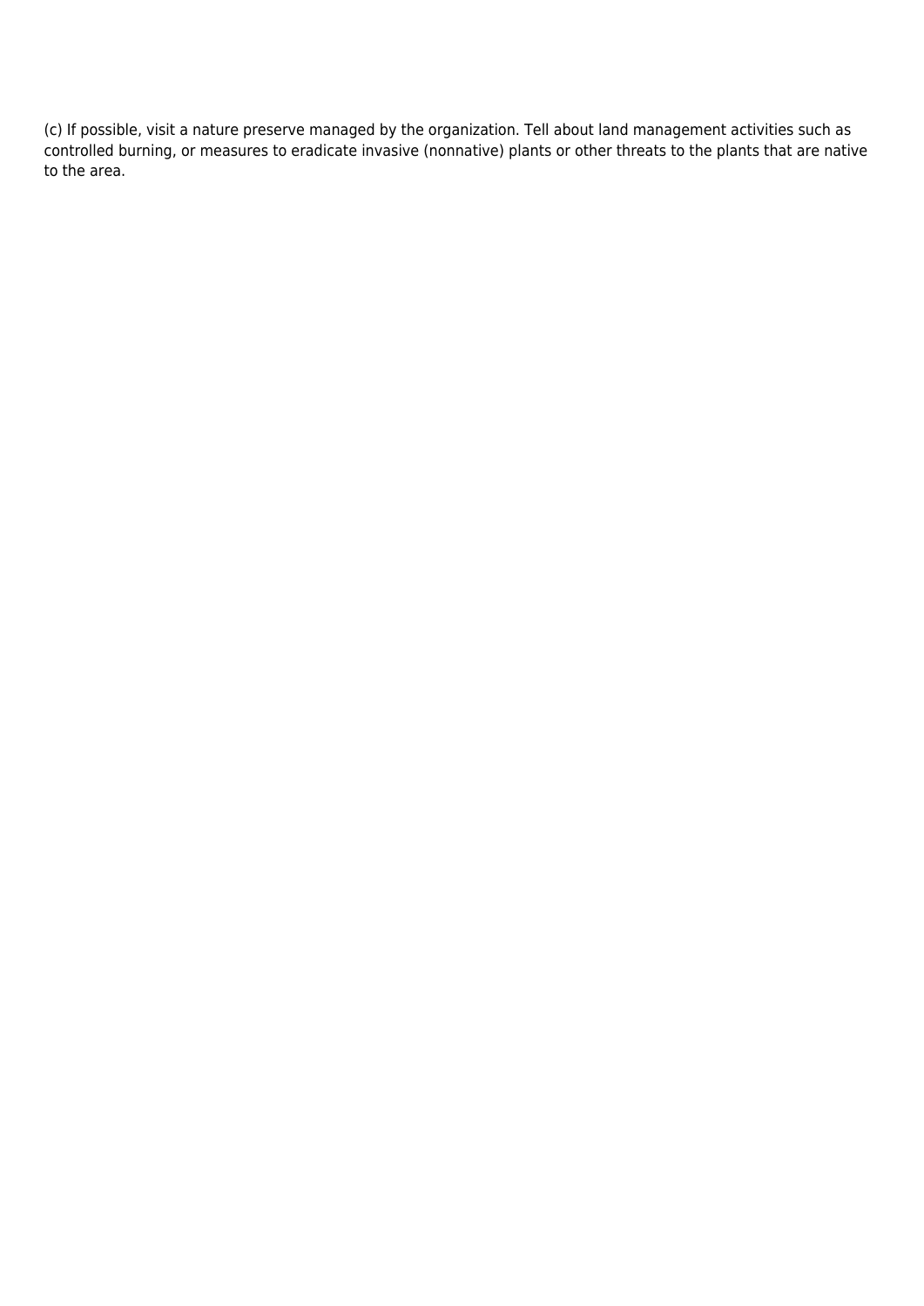(c) If possible, visit a nature preserve managed by the organization. Tell about land management activities such as controlled burning, or measures to eradicate invasive (nonnative) plants or other threats to the plants that are native to the area.